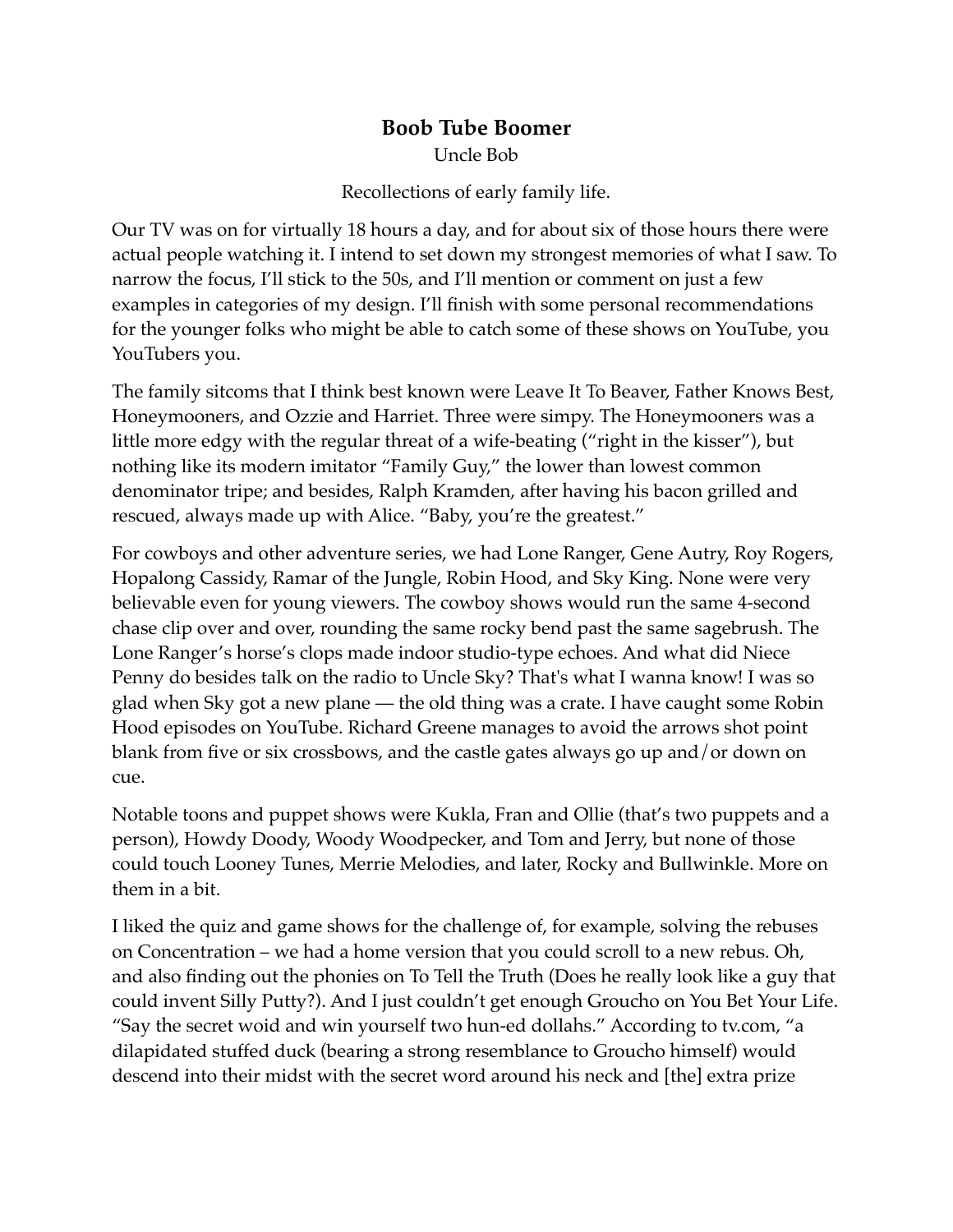# Boob Tube Boomer

Uncle Bob

Recollections of early family life.

Our TV was on for virtually 18 hours a day, and for about six of those hours there were actual people watching it. I intend to set down my strongest memories of what I saw. To narrow the focus, I'll stick to the 50s, and I'll mention or comment on just a few examples in categories of my design. I'll finish with some personal recommendations for the younger folks who might be able to catch some of these shows on YouTube, you YouTubers you.

The family sitcoms that I think best known were Leave It To Beaver, Father Knows Best, Honeymooners, and Ozzie and Harriet. Three were simpy. The Honeymooners was a little more edgy with the regular threat of a wife-beating ("right in the kisser"), but nothing like its modern imitator "Family Guy," the lower than lowest common denominator tripe; and besides, Ralph Kramden, after having his bacon grilled and rescued, always made up with Alice. "Baby, you're the greatest."

For cowboys and other adventure series, we had Lone Ranger, Gene Autry, Roy Rogers, Hopalong Cassidy, Ramar of the Jungle, Robin Hood, and Sky King. None were very believable even for young viewers. The cowboy shows would run the same 4-second chase clip over and over, rounding the same rocky bend past the same sagebrush. The Lone Ranger's horse's clops made indoor studio-type echoes. And what did Niece Penny do besides talk on the radio to Uncle Sky? That's what I wanna know! I was so glad when Sky got a new plane — the old thing was a crate. I have caught some Robin Hood episodes on YouTube. Richard Greene manages to avoid the arrows shot point blank from five or six crossbows, and the castle gates always go up and/or down on cue.

Notable toons and puppet shows were Kukla, Fran and Ollie (that's two puppets and a person), Howdy Doody, Woody Woodpecker, and Tom and Jerry, but none of those could touch Looney Tunes, Merrie Melodies, and later, Rocky and Bullwinkle. More on them in a bit.

I liked the quiz and game shows for the challenge of, for example, solving the rebuses on Concentration – we had a home version that you could scroll to a new rebus. Oh, and also finding out the phonies on To Tell the Truth (Does he really look like a guy that could invent Silly Putty?). And I just couldn't get enough Groucho on You Bet Your Life. "Say the secret woid and win yourself two hun-ed dollahs." According to tv.com, "a dilapidated stuffed duck (bearing a strong resemblance to Groucho himself) would descend into their midst with the secret word around his neck and [the] extra prize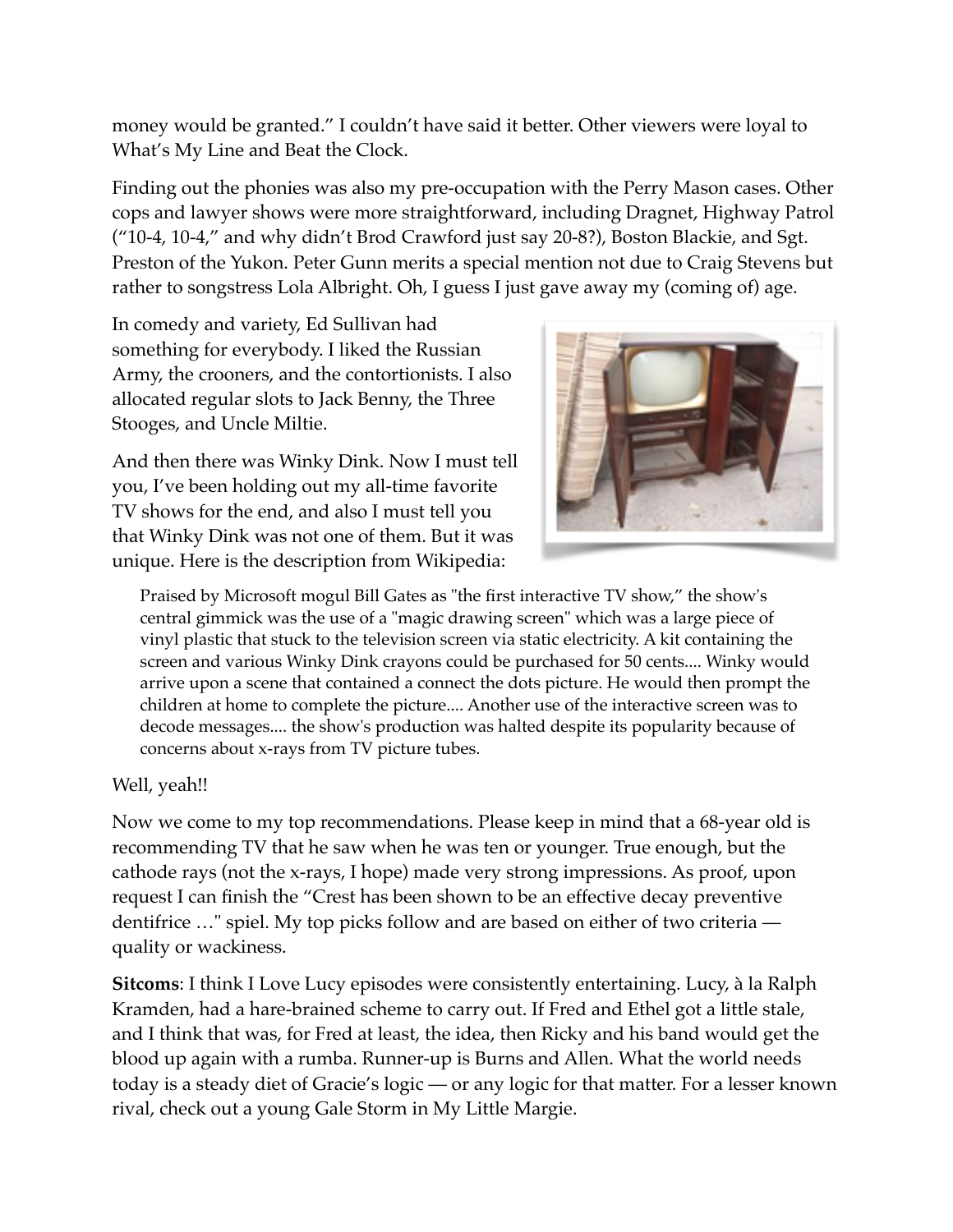money would be granted." I couldn't have said it better. Other viewers were loyal to What's My Line and Beat the Clock.

Finding out the phonies was also my pre-occupation with the Perry Mason cases. Other cops and lawyer shows were more straightforward, including Dragnet, Highway Patrol ("10-4, 10-4," and why didn't Brod Crawford just say 20-8?), Boston Blackie, and Sgt. Preston of the Yukon. Peter Gunn merits a special mention not due to Craig Stevens but rather to songstress Lola Albright. Oh, I guess I just gave away my (coming of) age.

In comedy and variety, Ed Sullivan had something for everybody. I liked the Russian Army, the crooners, and the contortionists. I also allocated regular slots to Jack Benny, the Three Stooges, and Uncle Miltie.

And then there was Winky Dink. Now I must tell you, I've been holding out my all-time favorite TV shows for the end, and also I must tell you that Winky Dink was not one of them. But it was unique. Here is the description from Wikipedia:

> Praised by Microsoft mogul Bill Gates as "the first interactive TV show," the show's central gimmick was the use of a "magic drawing screen" which was a large piece of vinyl plastic that stuck to the television screen via static electricity. A kit containing the screen and various Winky Dink crayons could be purchased for 50 cents.... Winky would arrive upon a scene that contained a connect the dots picture. He would then prompt the children at home to complete the picture.... Another use of the interactive screen was to decode messages.... the show's production was halted despite its popularity because of concerns about x-rays from TV picture tubes.

Well, yeah!!

Now we come to my top recommendations. Please keep in mind that a 68-year old is recommending TV that he saw when he was ten or younger. True enough, but the cathode rays (not the x-rays, I hope) made very strong impressions. As proof, upon request I can finish the "Crest has been shown to be an effective decay preventive dentifrice …" spiel. My top picks follow and are based on either of two criteria — quality or wackiness.

**Sitcoms**: I think I Love Lucy episodes were consistently entertaining. Lucy, à la Ralph Kramden, had a hare-brained scheme to carry out. If Fred and Ethel got a little stale, and I think that was, for Fred at least, the idea, then Ricky and his band would get the blood up again with a rumba. Runner-up is Burns and Allen. What the world needs today is a steady diet of Gracie's logic — or any logic for that matter. For a lesser known rival, check out a young Gale Storm in My Little Margie.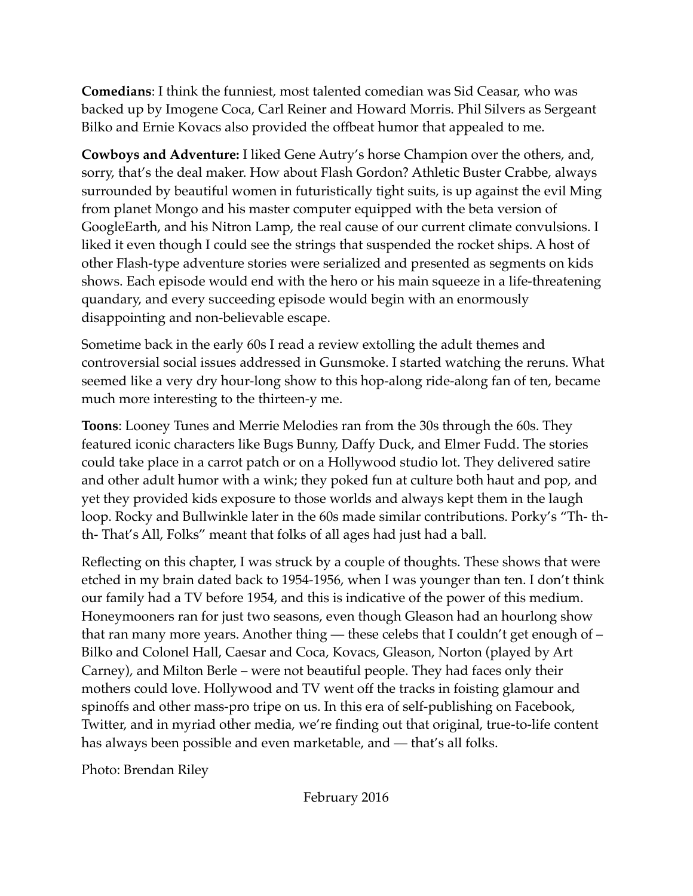**Comedians**: I think the funniest, most talented comedian was Sid Ceasar, who was backed up by Imogene Coca, Carl Reiner and Howard Morris. Phil Silvers as Sergeant Bilko and Ernie Kovacs also provided the offbeat humor that appealed to me.

**Cowboys and Adventure:** I liked Gene Autry's horse Champion over the others, and, sorry, that's the deal maker. How about Flash Gordon? Athletic Buster Crabbe, always surrounded by beautiful women in futuristically tight suits, is up against the evil Ming from planet Mongo and his master computer equipped with the beta version of GoogleEarth, and his Nitron Lamp, the real cause of our current climate convulsions. I liked it even though I could see the strings that suspended the rocket ships. A host of other Flash-type adventure stories were serialized and presented as segments on kids shows. Each episode would end with the hero or his main squeeze in a life-threatening quandary, and every succeeding episode would begin with an enormously disappointing and non-believable escape.

Sometime back in the early 60s I read a review extolling the adult themes and controversial social issues addressed in Gunsmoke. I started watching the reruns. What seemed like a very dry hour-long show to this hop-along ride-along fan of ten, became much more interesting to the thirteen-y me.

**Toons**: Looney Tunes and Merrie Melodies ran from the 30s through the 60s. They featured iconic characters like Bugs Bunny, Daffy Duck, and Elmer Fudd. The stories could take place in a carrot patch or on a Hollywood studio lot. They delivered satire and other adult humor with a wink; they poked fun at culture both haut and pop, and yet they provided kids exposure to those worlds and always kept them in the laugh loop. Rocky and Bullwinkle later in the 60s made similar contributions. Porky's "Th- th-th- That's All, Folks" meant that folks of all ages had just had a ball.

Reflecting on this chapter, I was struck by a couple of thoughts. These shows that were etched in my brain dated back to 1954-1956, when I was younger than ten. I don't think our family had a TV before 1954, and this is indicative of the power of this medium. Honeymooners ran for just two seasons, even though Gleason had an hourlong show that ran many more years. Another thing — these celebs that I couldn't get enough of – Bilko and Colonel Hall, Caesar and Coca, Kovacs, Gleason, Norton (played by Art Carney), and Milton Berle – were not beautiful people. They had faces only their mothers could love. Hollywood and TV went off the tracks in foisting glamour and spinoffs and other mass-pro tripe on us. In this era of self-publishing on Facebook, Twitter, and in myriad other media, we're finding out that original, true-to-life content has always been possible and even marketable, and — that's all folks.

Photo: Brendan Riley

February 2016